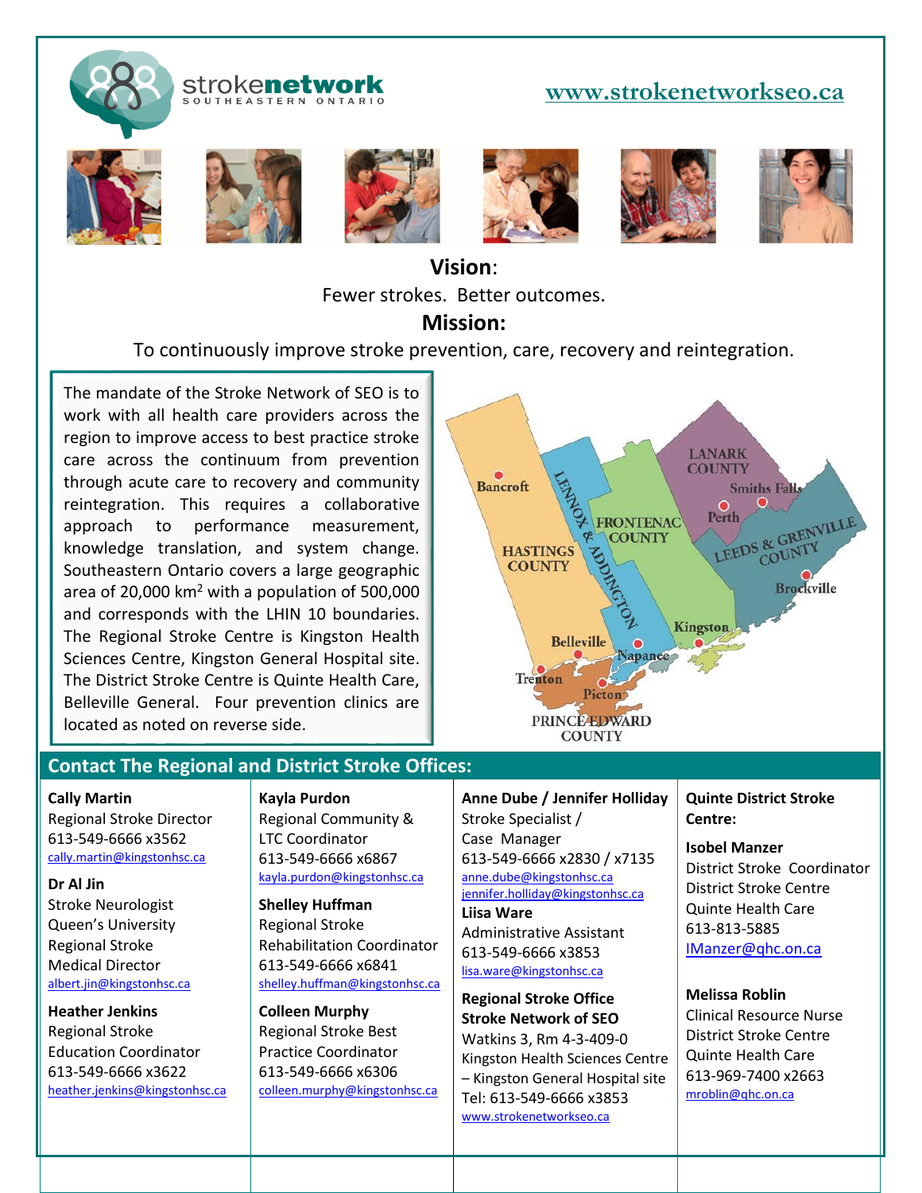strokenetwork SOUTHEASTERN ONTARIO

www.strokenetworkseo.ca

**Vision**:

Fewer strokes. Better outcomes.

**Mission:**

To continuously improve stroke prevention, care, recovery and reintegration.

The mandate of the Stroke Network of SEO is to work with all health care providers across the region to improve access to best practice stroke care across the continuum from prevention through acute care to recovery and community reintegration. This requires a collaborative approach to performance measurement, knowledge translation, and system change. Southeastern Ontario covers a large geographic area of 20,000 km$^2$ with a population of 500,000 and corresponds with the LHIN 10 boundaries. The Regional Stroke Centre is Kingston Health Sciences Centre, Kingston General Hospital site. The District Stroke Centre is Quinte Health Care, Belleville General. Four prevention clinics are located as noted on reverse side.

## Contact The Regional and District Stroke Offices:

**Cally Martin**
Regional Stroke Director
613-549-6666 x3562
cally.martin@kingstonhsc.ca

**Dr Al Jin**
Stroke Neurologist
Queen's University
Regional Stroke
Medical Director
albert.jin@kingstonhsc.ca

**Heather Jenkins**
Regional Stroke
Education Coordinator
613-549-6666 x3622
heather.jenkins@kingstonhsc.ca

**Kayla Purdon**
Regional Community &
LTC Coordinator
613-549-6666 x6867
kayla.purdon@kingstonhsc.ca

**Shelley Huffman**
Regional Stroke
Rehabilitation Coordinator
613-549-6666 x6841
shelley.huffman@kingstonhsc.ca

**Colleen Murphy**
Regional Stroke Best
Practice Coordinator
613-549-6666 x6306
colleen.murphy@kingstonhsc.ca

**Anne Dube / Jennifer Holliday**
Stroke Specialist /
Case Manager
613-549-6666 x2830 / x7135
anne.dube@kingstonhsc.ca
jennifer.holliday@kingstonhsc.ca

**Liisa Ware**
Administrative Assistant
613-549-6666 x3853
lisa.ware@kingstonhsc.ca

**Regional Stroke Office**
**Stroke Network of SEO**
Watkins 3, Rm 4-3-409-0
Kingston Health Sciences Centre
– Kingston General Hospital site
Tel: 613-549-6666 x3853
www.strokenetworkseo.ca

**Quinte District Stroke Centre:**

**Isobel Manzer**
District Stroke Coordinator
District Stroke Centre
Quinte Health Care
613-813-5885
IManzer@qhc.on.ca

**Melissa Roblin**
Clinical Resource Nurse
District Stroke Centre
Quinte Health Care
613-969-7400 x2663
mroblin@qhc.on.ca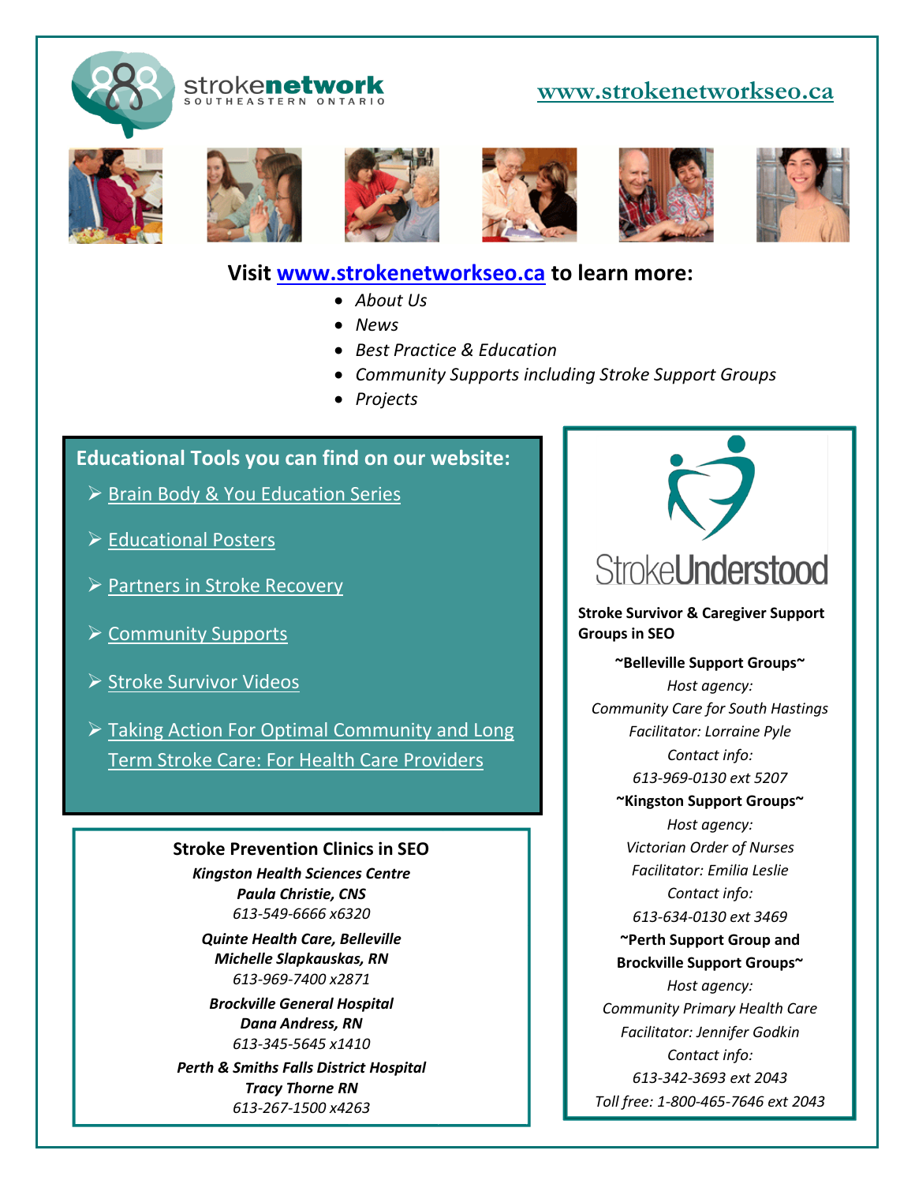strokenetwork
SOUTHEASTERN ONTARIO

www.strokenetworkseo.ca

## Visit www.strokenetworkseo.ca to learn more:

- *About Us*
- *News*
- *Best Practice & Education*
- *Community Supports including Stroke Support Groups*
- *Projects*

### Educational Tools you can find on our website:

- Brain Body & You Education Series
- Educational Posters
- Partners in Stroke Recovery
- Community Supports
- Stroke Survivor Videos
- Taking Action For Optimal Community and Long Term Stroke Care: For Health Care Providers

### Stroke Prevention Clinics in SEO

***Kingston Health Sciences Centre***
***Paula Christie, CNS***
*613-549-6666 x6320*

***Quinte Health Care, Belleville***
***Michelle Slapkauskas, RN***
*613-969-7400 x2871*

***Brockville General Hospital***
***Dana Andress, RN***
*613-345-5645 x1410*

***Perth & Smiths Falls District Hospital***
***Tracy Thorne RN***
*613-267-1500 x4263*

StrokeUnderstood

**Stroke Survivor & Caregiver Support Groups in SEO**

**~Belleville Support Groups~**
*Host agency:*
*Community Care for South Hastings*
*Facilitator: Lorraine Pyle*
*Contact info:*
*613-969-0130 ext 5207*

**~Kingston Support Groups~**
*Host agency:*
*Victorian Order of Nurses*
*Facilitator: Emilia Leslie*
*Contact info:*
*613-634-0130 ext 3469*

**~Perth Support Group and Brockville Support Groups~**
*Host agency:*
*Community Primary Health Care*
*Facilitator: Jennifer Godkin*
*Contact info:*
*613-342-3693 ext 2043*
*Toll free: 1-800-465-7646 ext 2043*